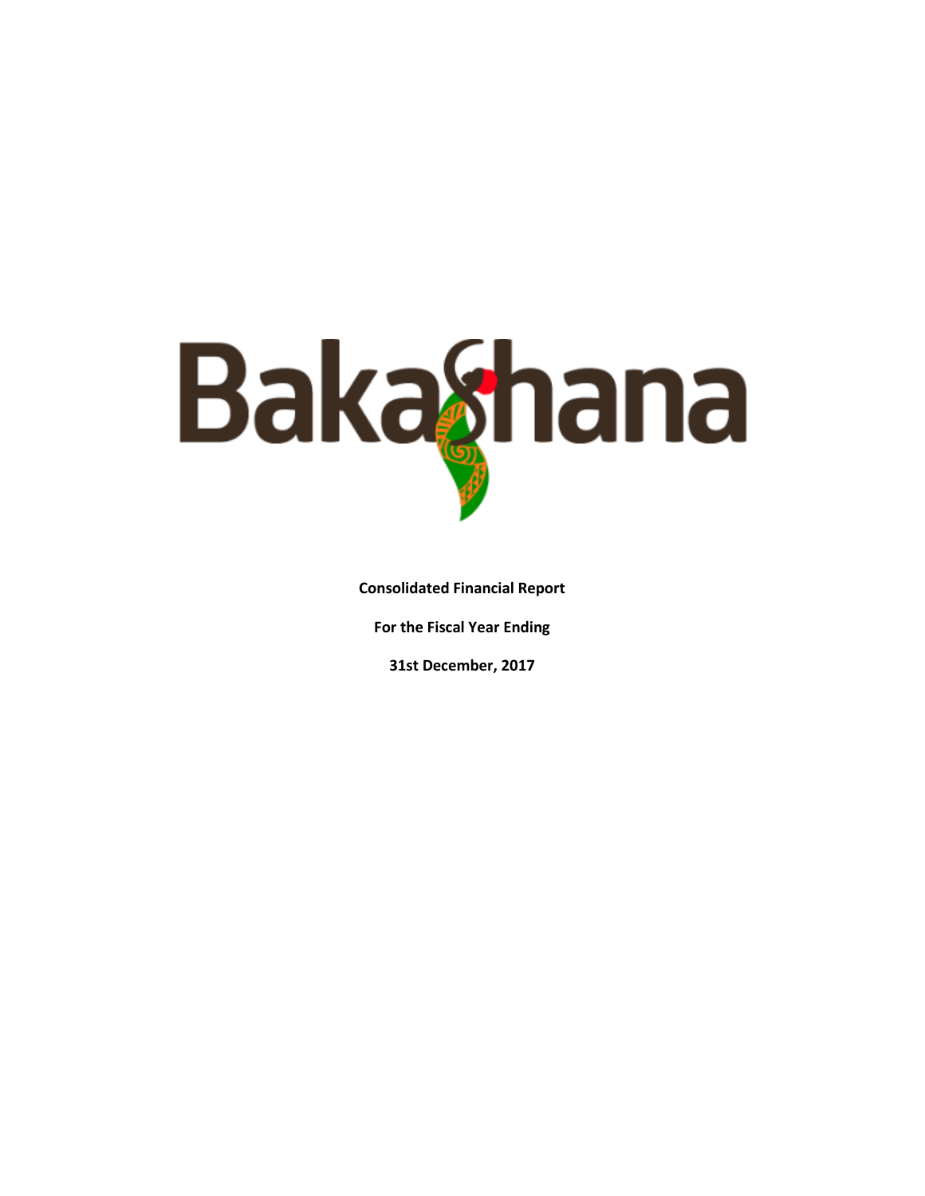# BakaShana

**Consolidated Financial Report**

**For the Fiscal Year Ending**

**31st December, 2017**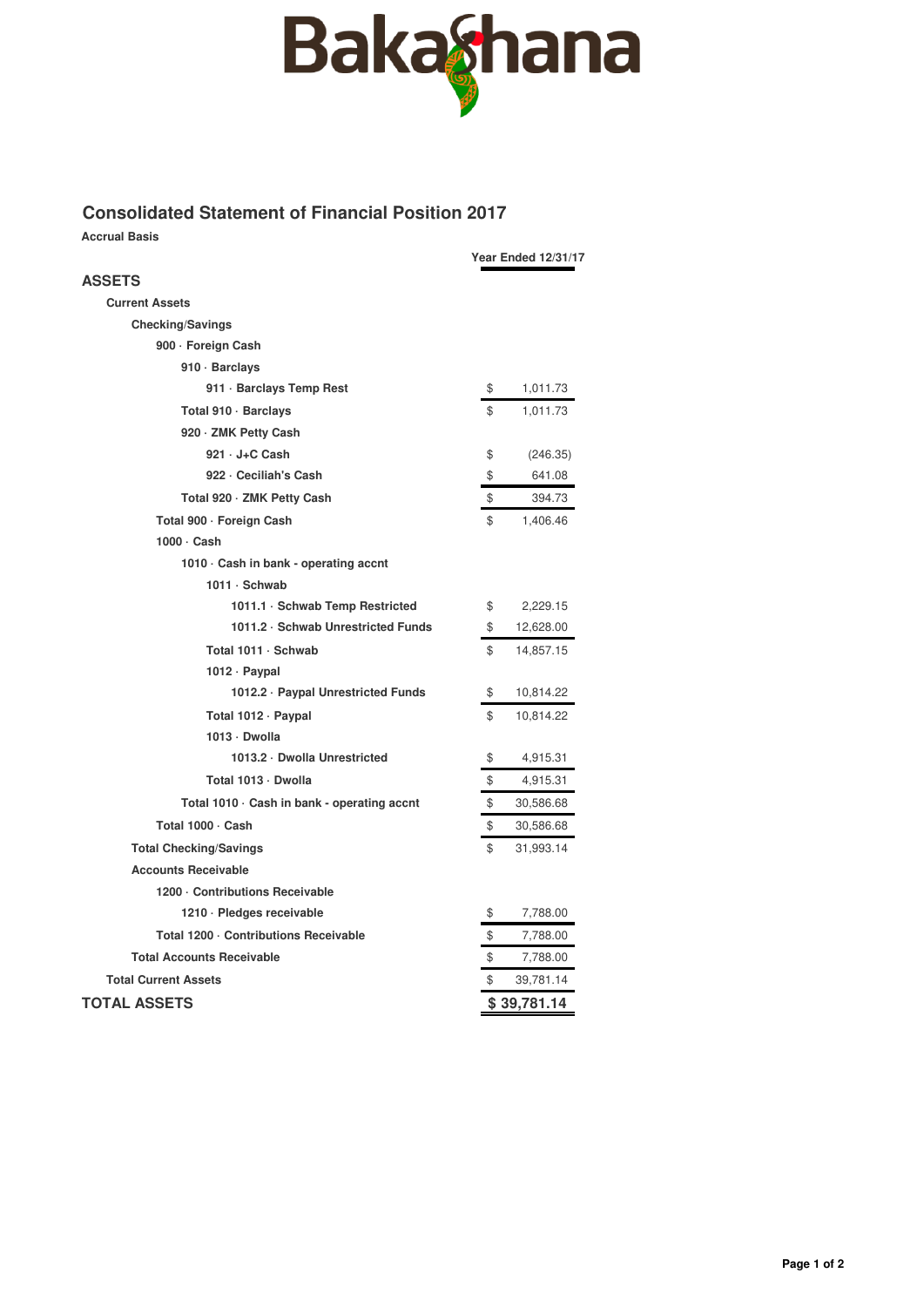Bakashana

## Consolidated Statement of Financial Position 2017

**Accrual Basis**

| | Year Ended 12/31/17 |
|---|---|
| **ASSETS** | |
| Current Assets | |
| Checking/Savings | |
| 900 · Foreign Cash | |
| 910 · Barclays | |
| 911 · Barclays Temp Rest | $ 1,011.73 |
| Total 910 · Barclays | $ 1,011.73 |
| 920 · ZMK Petty Cash | |
| 921 · J+C Cash | $ (246.35) |
| 922 · Ceciliah's Cash | $ 641.08 |
| Total 920 · ZMK Petty Cash | $ 394.73 |
| Total 900 · Foreign Cash | $ 1,406.46 |
| 1000 · Cash | |
| 1010 · Cash in bank - operating accnt | |
| 1011 · Schwab | |
| 1011.1 · Schwab Temp Restricted | $ 2,229.15 |
| 1011.2 · Schwab Unrestricted Funds | $ 12,628.00 |
| Total 1011 · Schwab | $ 14,857.15 |
| 1012 · Paypal | |
| 1012.2 · Paypal Unrestricted Funds | $ 10,814.22 |
| Total 1012 · Paypal | $ 10,814.22 |
| 1013 · Dwolla | |
| 1013.2 · Dwolla Unrestricted | $ 4,915.31 |
| Total 1013 · Dwolla | $ 4,915.31 |
| Total 1010 · Cash in bank - operating accnt | $ 30,586.68 |
| Total 1000 · Cash | $ 30,586.68 |
| Total Checking/Savings | $ 31,993.14 |
| Accounts Receivable | |
| 1200 · Contributions Receivable | |
| 1210 · Pledges receivable | $ 7,788.00 |
| Total 1200 · Contributions Receivable | $ 7,788.00 |
| Total Accounts Receivable | $ 7,788.00 |
| Total Current Assets | $ 39,781.14 |
| **TOTAL ASSETS** | **$ 39,781.14** |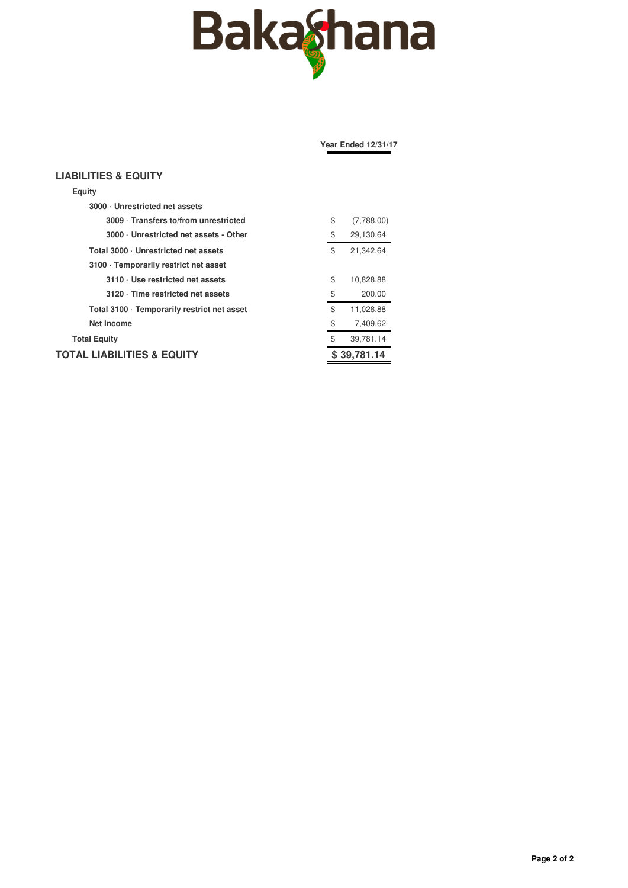# BakaShana

| | Year Ended 12/31/17 |
|---|---|
| **LIABILITIES & EQUITY** | |
| **Equity** | |
| **3000 · Unrestricted net assets** | |
| **3009 · Transfers to/from unrestricted** | $ (7,788.00) |
| **3000 · Unrestricted net assets - Other** | $ 29,130.64 |
| **Total 3000 · Unrestricted net assets** | $ 21,342.64 |
| **3100 · Temporarily restrict net asset** | |
| **3110 · Use restricted net assets** | $ 10,828.88 |
| **3120 · Time restricted net assets** | $ 200.00 |
| **Total 3100 · Temporarily restrict net asset** | $ 11,028.88 |
| **Net Income** | $ 7,409.62 |
| **Total Equity** | $ 39,781.14 |
| **TOTAL LIABILITIES & EQUITY** | **$ 39,781.14** |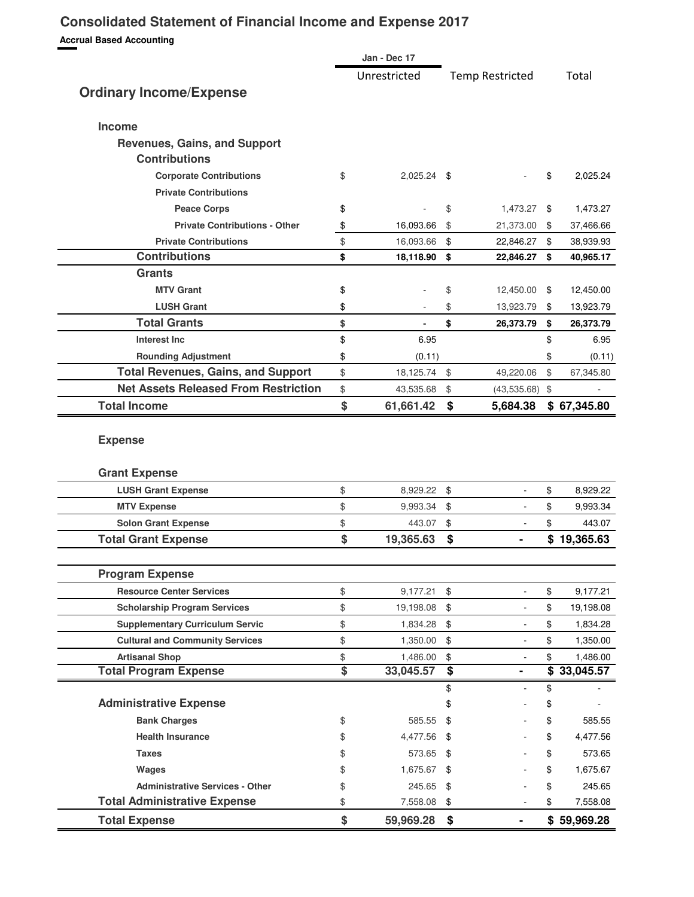# Consolidated Statement of Financial Income and Expense 2017

**Accrual Based Accounting**

| | Jan - Dec 17 | | |
|---|---|---|---|
| | Unrestricted | Temp Restricted | Total |
| **Ordinary Income/Expense** | | | |
| **Income** | | | |
| **Revenues, Gains, and Support** | | | |
| **Contributions** | | | |
| **Corporate Contributions** | $ 2,025.24 | $ - | $ 2,025.24 |
| **Private Contributions** | | | |
| **Peace Corps** | $ - | $ 1,473.27 | $ 1,473.27 |
| **Private Contributions - Other** | $ 16,093.66 | $ 21,373.00 | $ 37,466.66 |
| **Private Contributions** | $ 16,093.66 | $ 22,846.27 | $ 38,939.93 |
| **Contributions** | **$ 18,118.90** | **$ 22,846.27** | **$ 40,965.17** |
| **Grants** | | | |
| **MTV Grant** | $ - | $ 12,450.00 | $ 12,450.00 |
| **LUSH Grant** | $ - | $ 13,923.79 | $ 13,923.79 |
| **Total Grants** | **$ -** | **$ 26,373.79** | **$ 26,373.79** |
| **Interest Inc** | $ 6.95 | | $ 6.95 |
| **Rounding Adjustment** | $ (0.11) | | $ (0.11) |
| **Total Revenues, Gains, and Support** | $ 18,125.74 | $ 49,220.06 | $ 67,345.80 |
| **Net Assets Released From Restriction** | $ 43,535.68 | $ (43,535.68) | $ - |
| **Total Income** | **$ 61,661.42** | **$ 5,684.38** | **$ 67,345.80** |
| **Expense** | | | |
| **Grant Expense** | | | |
| **LUSH Grant Expense** | $ 8,929.22 | $ - | $ 8,929.22 |
| **MTV Expense** | $ 9,993.34 | $ - | $ 9,993.34 |
| **Solon Grant Expense** | $ 443.07 | $ - | $ 443.07 |
| **Total Grant Expense** | **$ 19,365.63** | **$ -** | **$ 19,365.63** |
| **Program Expense** | | | |
| **Resource Center Services** | $ 9,177.21 | $ - | $ 9,177.21 |
| **Scholarship Program Services** | $ 19,198.08 | $ - | $ 19,198.08 |
| **Supplementary Curriculum Servic** | $ 1,834.28 | $ - | $ 1,834.28 |
| **Cultural and Community Services** | $ 1,350.00 | $ - | $ 1,350.00 |
| **Artisanal Shop** | $ 1,486.00 | $ - | $ 1,486.00 |
| **Total Program Expense** | **$ 33,045.57** | **$ -** | **$ 33,045.57** |
| | | $ - | $ - |
| **Administrative Expense** | | $ - | $ - |
| **Bank Charges** | $ 585.55 | $ - | $ 585.55 |
| **Health Insurance** | $ 4,477.56 | $ - | $ 4,477.56 |
| **Taxes** | $ 573.65 | $ - | $ 573.65 |
| **Wages** | $ 1,675.67 | $ - | $ 1,675.67 |
| **Administrative Services - Other** | $ 245.65 | $ - | $ 245.65 |
| **Total Administrative Expense** | $ 7,558.08 | $ - | $ 7,558.08 |
| **Total Expense** | **$ 59,969.28** | **$ -** | **$ 59,969.28** |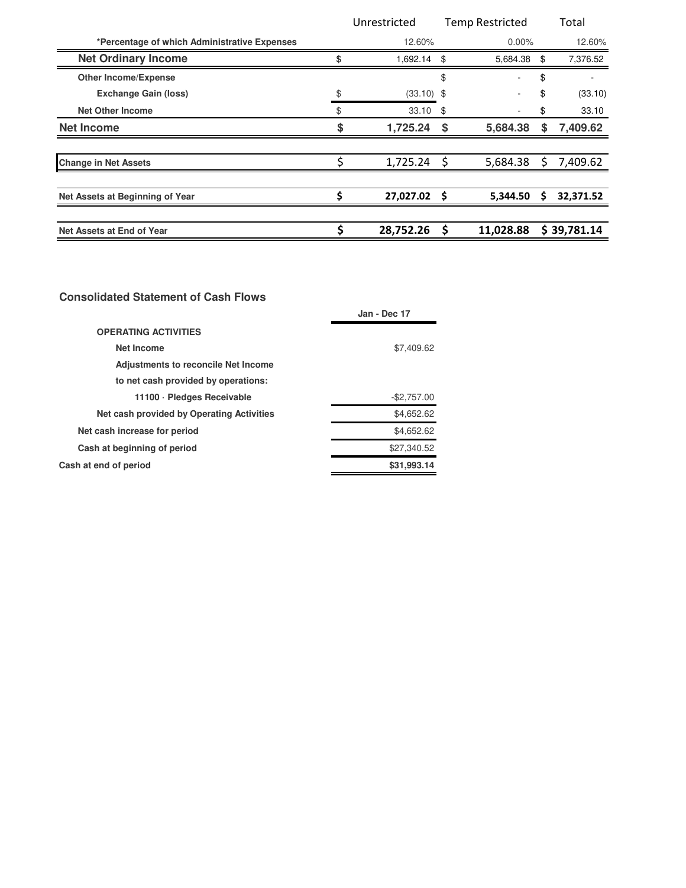| | Unrestricted | Temp Restricted | Total |
|---|---|---|---|
| *Percentage of which Administrative Expenses | 12.60% | 0.00% | 12.60% |
| **Net Ordinary Income** | $ 1,692.14 | $ 5,684.38 | $ 7,376.52 |
| **Other Income/Expense** | | $ - | $ - |
| **Exchange Gain (loss)** | $ (33.10) | $ - | $ (33.10) |
| **Net Other Income** | $ 33.10 | $ - | $ 33.10 |
| **Net Income** | **$ 1,725.24** | **$ 5,684.38** | **$ 7,409.62** |
| **Change in Net Assets** | $ 1,725.24 | $ 5,684.38 | $ 7,409.62 |
| **Net Assets at Beginning of Year** | **$ 27,027.02** | **$ 5,344.50** | **$ 32,371.52** |
| **Net Assets at End of Year** | **$ 28,752.26** | **$ 11,028.88** | **$ 39,781.14** |

### Consolidated Statement of Cash Flows

| | Jan - Dec 17 |
|---|---|
| **OPERATING ACTIVITIES** | |
| **Net Income** | $7,409.62 |
| **Adjustments to reconcile Net Income to net cash provided by operations:** | |
| **11100 · Pledges Receivable** | -$2,757.00 |
| **Net cash provided by Operating Activities** | $4,652.62 |
| **Net cash increase for period** | $4,652.62 |
| **Cash at beginning of period** | $27,340.52 |
| **Cash at end of period** | **$31,993.14** |